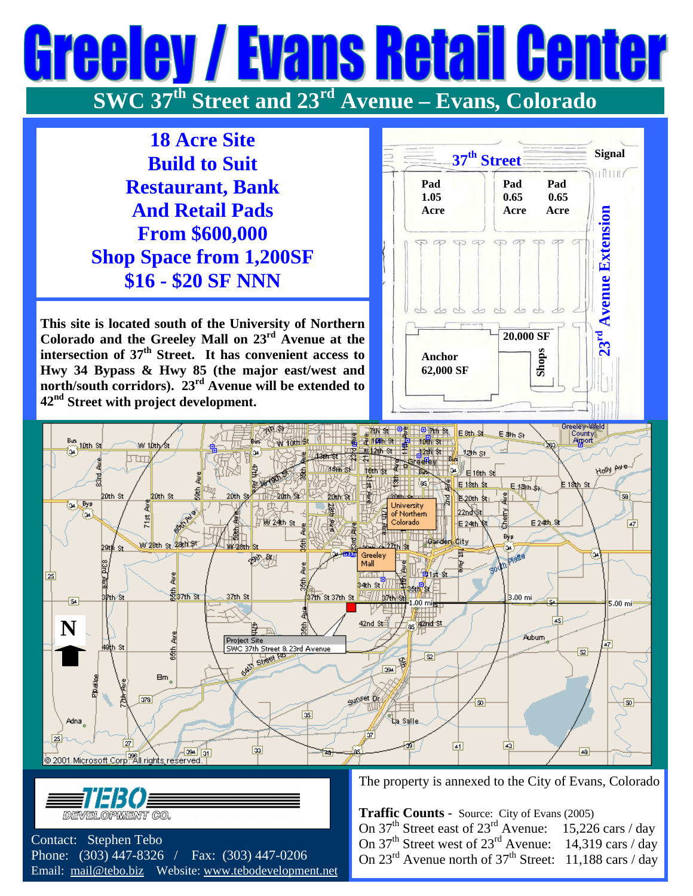# Greeley / Evans Retail Center

## SWC 37th Street and 23rd Avenue – Evans, Colorado

**18 Acre Site**
**Build to Suit**
**Restaurant, Bank**
**And Retail Pads**
**From $600,000**
**Shop Space from 1,200SF**
**$16 - $20 SF NNN**

**This site is located south of the University of Northern Colorado and the Greeley Mall on 23rd Avenue at the intersection of 37th Street. It has convenient access to Hwy 34 Bypass & Hwy 85 (the major east/west and north/south corridors). 23rd Avenue will be extended to 42nd Street with project development.**

The property is annexed to the City of Evans, Colorado

**Traffic Counts** - Source: City of Evans (2005)

| | |
|---|---|
| On 37th Street east of 23rd Avenue: | 15,226 cars / day |
| On 37th Street west of 23rd Avenue: | 14,319 cars / day |
| On 23rd Avenue north of 37th Street: | 11,188 cars / day |

TEBO DEVELOPMENT CO.

Contact: Stephen Tebo
Phone: (303) 447-8326 / Fax: (303) 447-0206
Email: mail@tebo.biz Website: www.tebodevelopment.net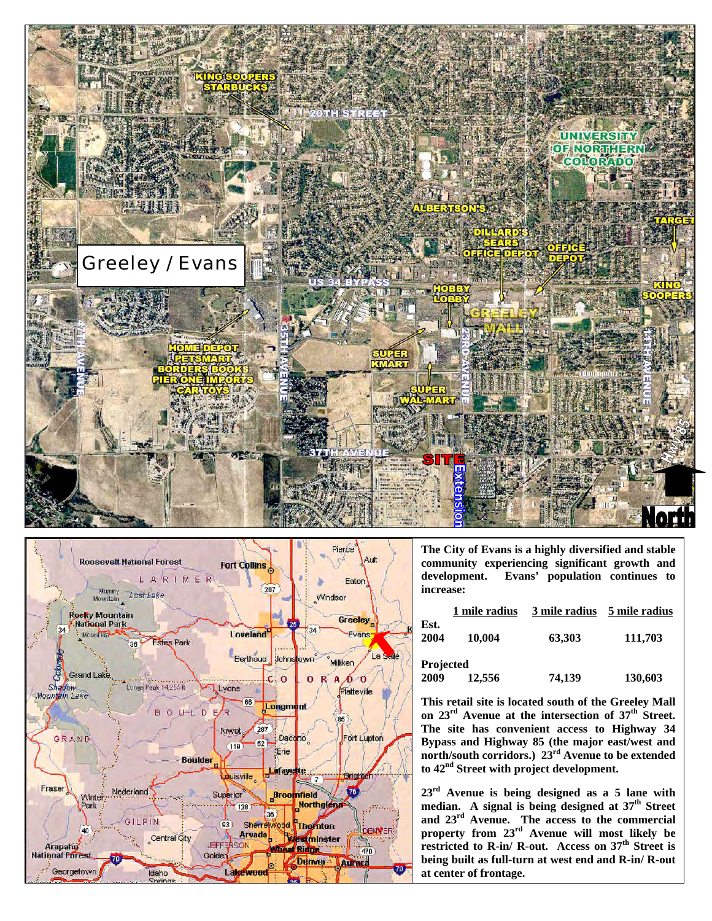The City of Evans is a highly diversified and stable community experiencing significant growth and development. Evans' population continues to increase:

| | 1 mile radius | 3 mile radius | 5 mile radius |
|---|---|---|---|
| Est. 2004 | 10,004 | 63,303 | 111,703 |
| Projected 2009 | 12,556 | 74,139 | 130,603 |

**This retail site is located south of the Greeley Mall on 23rd Avenue at the intersection of 37th Street. The site has convenient access to Highway 34 Bypass and Highway 85 (the major east/west and north/south corridors.) 23rd Avenue to be extended to 42nd Street with project development.**

**23rd Avenue is being designed as a 5 lane with median. A signal is being designed at 37th Street and 23rd Avenue. The access to the commercial property from 23rd Avenue will most likely be restricted to R-in/ R-out. Access on 37th Street is being built as full-turn at west end and R-in/ R-out at center of frontage.**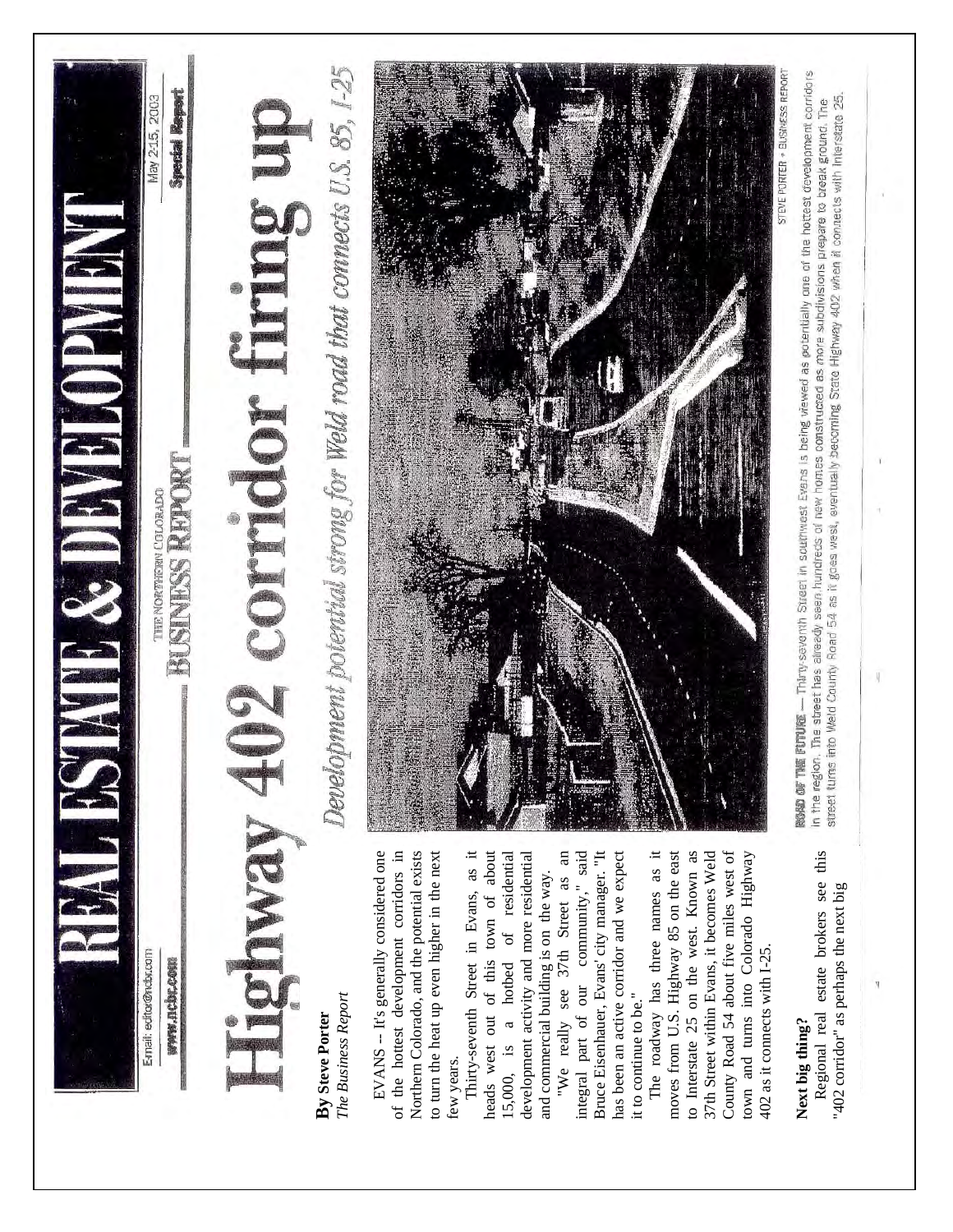# REAL ESTATE & DEVELOPMENT

Email: editor@ncbr.com
www.ncbr.com

THE NORTHERN COLORADO BUSINESS REPORT

May 2-15, 2003
Special Report

# Highway 402 corridor firing up

*Development potential strong for Weld road that connects U.S. 85, I-25*

**ROAD OF THE FUTURE** — Thirty-seventh Street in southwest Evans is being viewed as potentially one of the hottest development corridors in the region. The street has already seen hundreds of new homes constructed as more subdivisions prepare to break ground. The street turns into Weld County Road 54 as it goes west, eventually becoming State Highway 402 when it connects with Interstate 25.

STEVE PORTER • BUSINESS REPORT

**By Steve Porter**
*The Business Report*

EVANS – It's generally considered one of the hottest development corridors in Northern Colorado, and the potential exists to turn the heat up even higher in the next few years.

Thirty-seventh Street in Evans, as it heads west out of this town of about 15,000, is a hotbed of residential development activity and more residential and commercial building is on the way.

"We really see 37th Street as an integral part of our community," said Bruce Eisenhauer, Evans' city manager. "It has been an active corridor and we expect it to continue to be."

The roadway has three names as it moves from U.S. Highway 85 on the east to Interstate 25 on the west. Known as 37th Street within Evans, it becomes Weld County Road 54 about five miles west of town and turns into Colorado Highway 402 as it connects with I-25.

## Next big thing?

Regional real estate brokers see this "402 corridor" as perhaps the next big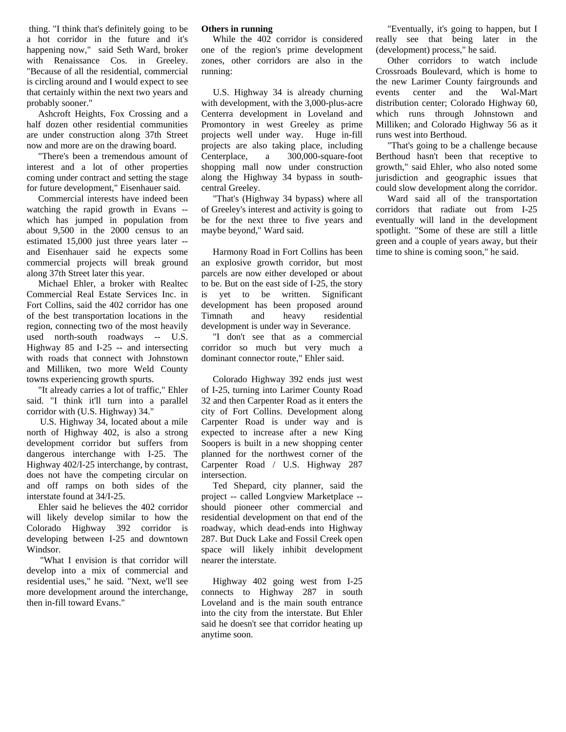thing. "I think that's definitely going to be a hot corridor in the future and it's happening now," said Seth Ward, broker with Renaissance Cos. in Greeley. "Because of all the residential, commercial is circling around and I would expect to see that certainly within the next two years and probably sooner."

Ashcroft Heights, Fox Crossing and a half dozen other residential communities are under construction along 37th Street now and more are on the drawing board.

"There's been a tremendous amount of interest and a lot of other properties coming under contract and setting the stage for future development," Eisenhauer said.

Commercial interests have indeed been watching the rapid growth in Evans -- which has jumped in population from about 9,500 in the 2000 census to an estimated 15,000 just three years later -- and Eisenhauer said he expects some commercial projects will break ground along 37th Street later this year.

Michael Ehler, a broker with Realtec Commercial Real Estate Services Inc. in Fort Collins, said the 402 corridor has one of the best transportation locations in the region, connecting two of the most heavily used north-south roadways -- U.S. Highway 85 and I-25 -- and intersecting with roads that connect with Johnstown and Milliken, two more Weld County towns experiencing growth spurts.

"It already carries a lot of traffic," Ehler said. "I think it'll turn into a parallel corridor with (U.S. Highway) 34."

U.S. Highway 34, located about a mile north of Highway 402, is also a strong development corridor but suffers from dangerous interchange with I-25. The Highway 402/I-25 interchange, by contrast, does not have the competing circular on and off ramps on both sides of the interstate found at 34/I-25.

Ehler said he believes the 402 corridor will likely develop similar to how the Colorado Highway 392 corridor is developing between I-25 and downtown Windsor.

"What I envision is that corridor will develop into a mix of commercial and residential uses," he said. "Next, we'll see more development around the interchange, then in-fill toward Evans."

**Others in running**

While the 402 corridor is considered one of the region's prime development zones, other corridors are also in the running:

U.S. Highway 34 is already churning with development, with the 3,000-plus-acre Centerra development in Loveland and Promontory in west Greeley as prime projects well under way. Huge in-fill projects are also taking place, including Centerplace, a 300,000-square-foot shopping mall now under construction along the Highway 34 bypass in south-central Greeley.

"That's (Highway 34 bypass) where all of Greeley's interest and activity is going to be for the next three to five years and maybe beyond," Ward said.

Harmony Road in Fort Collins has been an explosive growth corridor, but most parcels are now either developed or about to be. But on the east side of I-25, the story is yet to be written. Significant development has been proposed around Timnath and heavy residential development is under way in Severance.

"I don't see that as a commercial corridor so much but very much a dominant connector route," Ehler said.

Colorado Highway 392 ends just west of I-25, turning into Larimer County Road 32 and then Carpenter Road as it enters the city of Fort Collins. Development along Carpenter Road is under way and is expected to increase after a new King Soopers is built in a new shopping center planned for the northwest corner of the Carpenter Road / U.S. Highway 287 intersection.

Ted Shepard, city planner, said the project -- called Longview Marketplace -- should pioneer other commercial and residential development on that end of the roadway, which dead-ends into Highway 287. But Duck Lake and Fossil Creek open space will likely inhibit development nearer the interstate.

Highway 402 going west from I-25 connects to Highway 287 in south Loveland and is the main south entrance into the city from the interstate. But Ehler said he doesn't see that corridor heating up anytime soon.

"Eventually, it's going to happen, but I really see that being later in the (development) process," he said.

Other corridors to watch include Crossroads Boulevard, which is home to the new Larimer County fairgrounds and events center and the Wal-Mart distribution center; Colorado Highway 60, which runs through Johnstown and Milliken; and Colorado Highway 56 as it runs west into Berthoud.

"That's going to be a challenge because Berthoud hasn't been that receptive to growth," said Ehler, who also noted some jurisdiction and geographic issues that could slow development along the corridor.

Ward said all of the transportation corridors that radiate out from I-25 eventually will land in the development spotlight. "Some of these are still a little green and a couple of years away, but their time to shine is coming soon," he said.